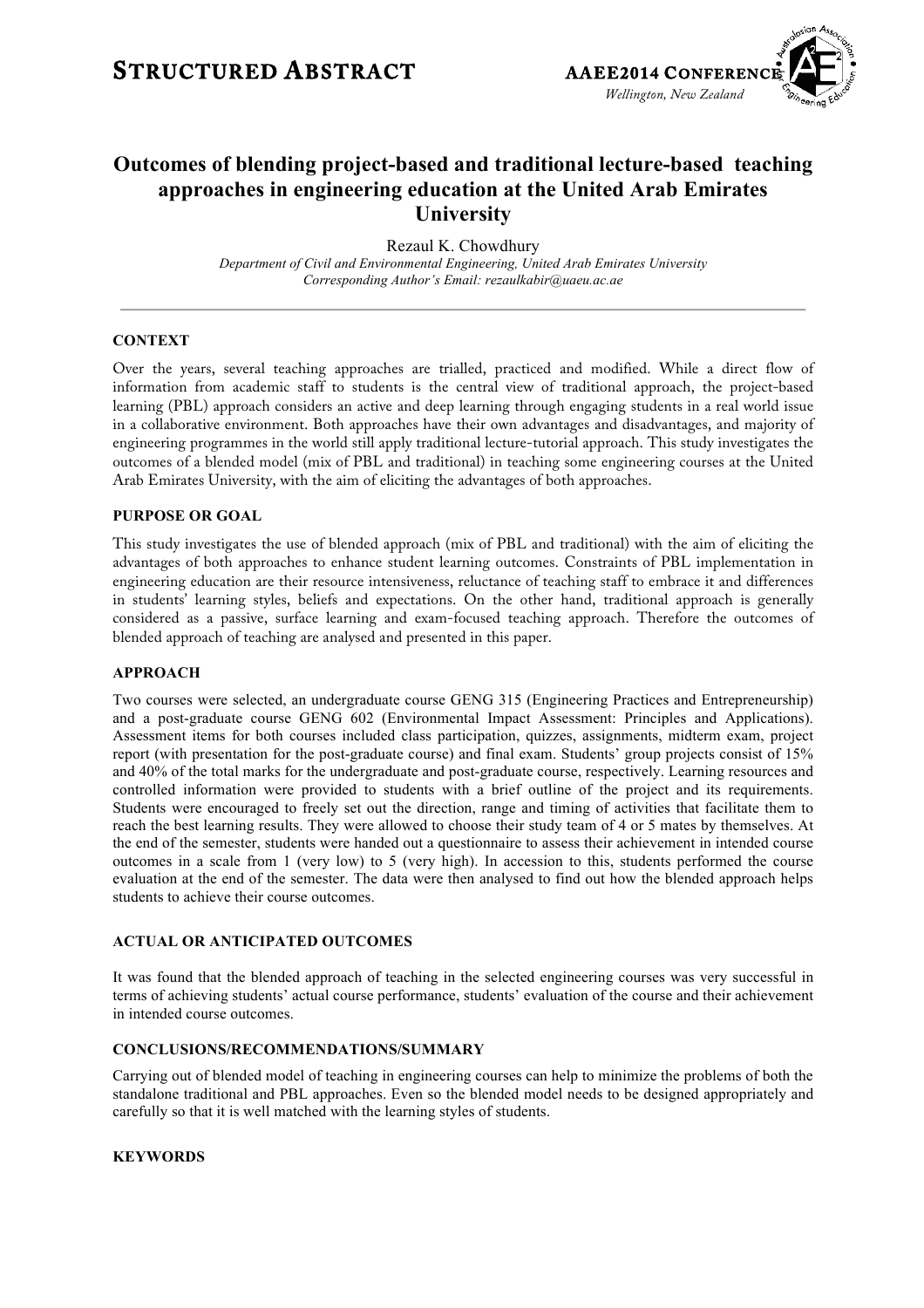**STRUCTURED ABSTRACT**

**AAEE2014 CONFERENCE**
*Wellington, New Zealand*

# Outcomes of blending project-based and traditional lecture-based teaching approaches in engineering education at the United Arab Emirates University

Rezaul K. Chowdhury

*Department of Civil and Environmental Engineering, United Arab Emirates University*
*Corresponding Author's Email: rezaulkabir@uaeu.ac.ae*

## CONTEXT

Over the years, several teaching approaches are trialled, practiced and modified. While a direct flow of information from academic staff to students is the central view of traditional approach, the project-based learning (PBL) approach considers an active and deep learning through engaging students in a real world issue in a collaborative environment. Both approaches have their own advantages and disadvantages, and majority of engineering programmes in the world still apply traditional lecture-tutorial approach. This study investigates the outcomes of a blended model (mix of PBL and traditional) in teaching some engineering courses at the United Arab Emirates University, with the aim of eliciting the advantages of both approaches.

## PURPOSE OR GOAL

This study investigates the use of blended approach (mix of PBL and traditional) with the aim of eliciting the advantages of both approaches to enhance student learning outcomes. Constraints of PBL implementation in engineering education are their resource intensiveness, reluctance of teaching staff to embrace it and differences in students' learning styles, beliefs and expectations. On the other hand, traditional approach is generally considered as a passive, surface learning and exam-focused teaching approach. Therefore the outcomes of blended approach of teaching are analysed and presented in this paper.

## APPROACH

Two courses were selected, an undergraduate course GENG 315 (Engineering Practices and Entrepreneurship) and a post-graduate course GENG 602 (Environmental Impact Assessment: Principles and Applications). Assessment items for both courses included class participation, quizzes, assignments, midterm exam, project report (with presentation for the post-graduate course) and final exam. Students' group projects consist of 15% and 40% of the total marks for the undergraduate and post-graduate course, respectively. Learning resources and controlled information were provided to students with a brief outline of the project and its requirements. Students were encouraged to freely set out the direction, range and timing of activities that facilitate them to reach the best learning results. They were allowed to choose their study team of 4 or 5 mates by themselves. At the end of the semester, students were handed out a questionnaire to assess their achievement in intended course outcomes in a scale from 1 (very low) to 5 (very high). In accession to this, students performed the course evaluation at the end of the semester. The data were then analysed to find out how the blended approach helps students to achieve their course outcomes.

## ACTUAL OR ANTICIPATED OUTCOMES

It was found that the blended approach of teaching in the selected engineering courses was very successful in terms of achieving students' actual course performance, students' evaluation of the course and their achievement in intended course outcomes.

## CONCLUSIONS/RECOMMENDATIONS/SUMMARY

Carrying out of blended model of teaching in engineering courses can help to minimize the problems of both the standalone traditional and PBL approaches. Even so the blended model needs to be designed appropriately and carefully so that it is well matched with the learning styles of students.

## KEYWORDS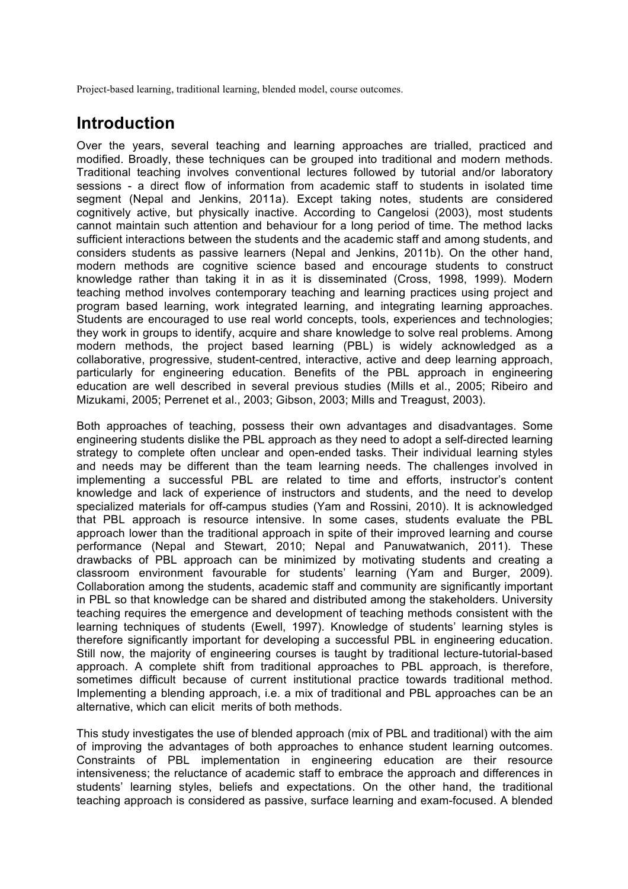Project-based learning, traditional learning, blended model, course outcomes.

## Introduction

Over the years, several teaching and learning approaches are trialled, practiced and modified. Broadly, these techniques can be grouped into traditional and modern methods. Traditional teaching involves conventional lectures followed by tutorial and/or laboratory sessions - a direct flow of information from academic staff to students in isolated time segment (Nepal and Jenkins, 2011a). Except taking notes, students are considered cognitively active, but physically inactive. According to Cangelosi (2003), most students cannot maintain such attention and behaviour for a long period of time. The method lacks sufficient interactions between the students and the academic staff and among students, and considers students as passive learners (Nepal and Jenkins, 2011b). On the other hand, modern methods are cognitive science based and encourage students to construct knowledge rather than taking it in as it is disseminated (Cross, 1998, 1999). Modern teaching method involves contemporary teaching and learning practices using project and program based learning, work integrated learning, and integrating learning approaches. Students are encouraged to use real world concepts, tools, experiences and technologies; they work in groups to identify, acquire and share knowledge to solve real problems. Among modern methods, the project based learning (PBL) is widely acknowledged as a collaborative, progressive, student-centred, interactive, active and deep learning approach, particularly for engineering education. Benefits of the PBL approach in engineering education are well described in several previous studies (Mills et al., 2005; Ribeiro and Mizukami, 2005; Perrenet et al., 2003; Gibson, 2003; Mills and Treagust, 2003).

Both approaches of teaching, possess their own advantages and disadvantages. Some engineering students dislike the PBL approach as they need to adopt a self-directed learning strategy to complete often unclear and open-ended tasks. Their individual learning styles and needs may be different than the team learning needs. The challenges involved in implementing a successful PBL are related to time and efforts, instructor's content knowledge and lack of experience of instructors and students, and the need to develop specialized materials for off-campus studies (Yam and Rossini, 2010). It is acknowledged that PBL approach is resource intensive. In some cases, students evaluate the PBL approach lower than the traditional approach in spite of their improved learning and course performance (Nepal and Stewart, 2010; Nepal and Panuwatwanich, 2011). These drawbacks of PBL approach can be minimized by motivating students and creating a classroom environment favourable for students' learning (Yam and Burger, 2009). Collaboration among the students, academic staff and community are significantly important in PBL so that knowledge can be shared and distributed among the stakeholders. University teaching requires the emergence and development of teaching methods consistent with the learning techniques of students (Ewell, 1997). Knowledge of students' learning styles is therefore significantly important for developing a successful PBL in engineering education. Still now, the majority of engineering courses is taught by traditional lecture-tutorial-based approach. A complete shift from traditional approaches to PBL approach, is therefore, sometimes difficult because of current institutional practice towards traditional method. Implementing a blending approach, i.e. a mix of traditional and PBL approaches can be an alternative, which can elicit merits of both methods.

This study investigates the use of blended approach (mix of PBL and traditional) with the aim of improving the advantages of both approaches to enhance student learning outcomes. Constraints of PBL implementation in engineering education are their resource intensiveness; the reluctance of academic staff to embrace the approach and differences in students' learning styles, beliefs and expectations. On the other hand, the traditional teaching approach is considered as passive, surface learning and exam-focused. A blended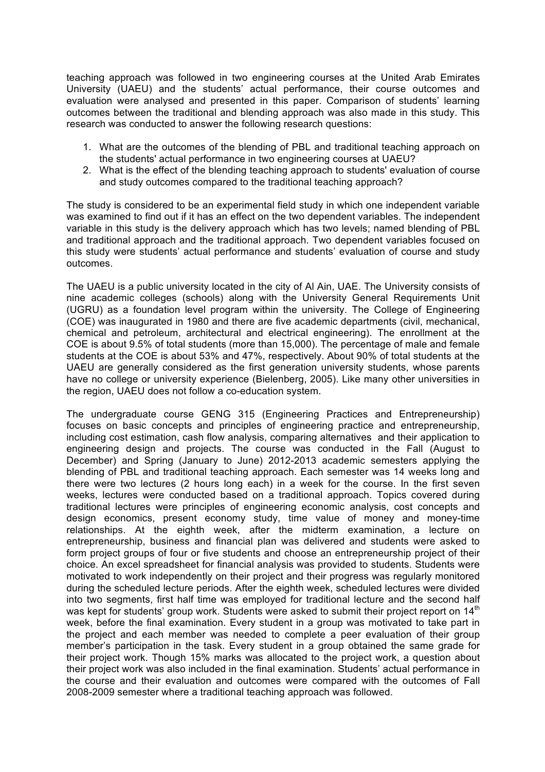teaching approach was followed in two engineering courses at the United Arab Emirates University (UAEU) and the students' actual performance, their course outcomes and evaluation were analysed and presented in this paper. Comparison of students' learning outcomes between the traditional and blending approach was also made in this study. This research was conducted to answer the following research questions:

1. What are the outcomes of the blending of PBL and traditional teaching approach on the students' actual performance in two engineering courses at UAEU?
2. What is the effect of the blending teaching approach to students' evaluation of course and study outcomes compared to the traditional teaching approach?

The study is considered to be an experimental field study in which one independent variable was examined to find out if it has an effect on the two dependent variables. The independent variable in this study is the delivery approach which has two levels; named blending of PBL and traditional approach and the traditional approach. Two dependent variables focused on this study were students' actual performance and students' evaluation of course and study outcomes.

The UAEU is a public university located in the city of Al Ain, UAE. The University consists of nine academic colleges (schools) along with the University General Requirements Unit (UGRU) as a foundation level program within the university. The College of Engineering (COE) was inaugurated in 1980 and there are five academic departments (civil, mechanical, chemical and petroleum, architectural and electrical engineering). The enrollment at the COE is about 9.5% of total students (more than 15,000). The percentage of male and female students at the COE is about 53% and 47%, respectively. About 90% of total students at the UAEU are generally considered as the first generation university students, whose parents have no college or university experience (Bielenberg, 2005). Like many other universities in the region, UAEU does not follow a co-education system.

The undergraduate course GENG 315 (Engineering Practices and Entrepreneurship) focuses on basic concepts and principles of engineering practice and entrepreneurship, including cost estimation, cash flow analysis, comparing alternatives and their application to engineering design and projects. The course was conducted in the Fall (August to December) and Spring (January to June) 2012-2013 academic semesters applying the blending of PBL and traditional teaching approach. Each semester was 14 weeks long and there were two lectures (2 hours long each) in a week for the course. In the first seven weeks, lectures were conducted based on a traditional approach. Topics covered during traditional lectures were principles of engineering economic analysis, cost concepts and design economics, present economy study, time value of money and money-time relationships. At the eighth week, after the midterm examination, a lecture on entrepreneurship, business and financial plan was delivered and students were asked to form project groups of four or five students and choose an entrepreneurship project of their choice. An excel spreadsheet for financial analysis was provided to students. Students were motivated to work independently on their project and their progress was regularly monitored during the scheduled lecture periods. After the eighth week, scheduled lectures were divided into two segments, first half time was employed for traditional lecture and the second half was kept for students' group work. Students were asked to submit their project report on 14th week, before the final examination. Every student in a group was motivated to take part in the project and each member was needed to complete a peer evaluation of their group member's participation in the task. Every student in a group obtained the same grade for their project work. Though 15% marks was allocated to the project work, a question about their project work was also included in the final examination. Students' actual performance in the course and their evaluation and outcomes were compared with the outcomes of Fall 2008-2009 semester where a traditional teaching approach was followed.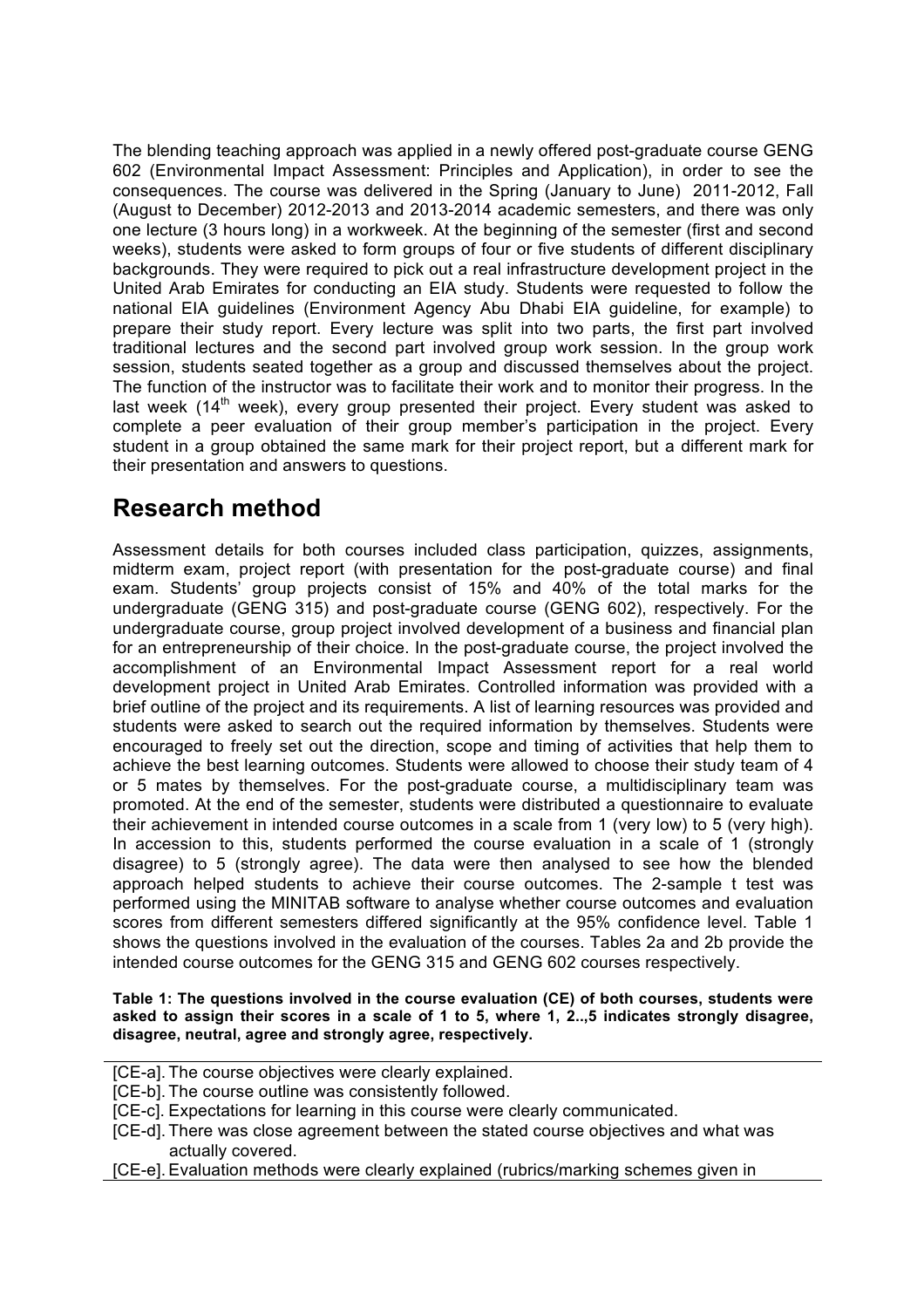The blending teaching approach was applied in a newly offered post-graduate course GENG 602 (Environmental Impact Assessment: Principles and Application), in order to see the consequences. The course was delivered in the Spring (January to June) 2011-2012, Fall (August to December) 2012-2013 and 2013-2014 academic semesters, and there was only one lecture (3 hours long) in a workweek. At the beginning of the semester (first and second weeks), students were asked to form groups of four or five students of different disciplinary backgrounds. They were required to pick out a real infrastructure development project in the United Arab Emirates for conducting an EIA study. Students were requested to follow the national EIA guidelines (Environment Agency Abu Dhabi EIA guideline, for example) to prepare their study report. Every lecture was split into two parts, the first part involved traditional lectures and the second part involved group work session. In the group work session, students seated together as a group and discussed themselves about the project. The function of the instructor was to facilitate their work and to monitor their progress. In the last week (14th week), every group presented their project. Every student was asked to complete a peer evaluation of their group member's participation in the project. Every student in a group obtained the same mark for their project report, but a different mark for their presentation and answers to questions.

# Research method

Assessment details for both courses included class participation, quizzes, assignments, midterm exam, project report (with presentation for the post-graduate course) and final exam. Students' group projects consist of 15% and 40% of the total marks for the undergraduate (GENG 315) and post-graduate course (GENG 602), respectively. For the undergraduate course, group project involved development of a business and financial plan for an entrepreneurship of their choice. In the post-graduate course, the project involved the accomplishment of an Environmental Impact Assessment report for a real world development project in United Arab Emirates. Controlled information was provided with a brief outline of the project and its requirements. A list of learning resources was provided and students were asked to search out the required information by themselves. Students were encouraged to freely set out the direction, scope and timing of activities that help them to achieve the best learning outcomes. Students were allowed to choose their study team of 4 or 5 mates by themselves. For the post-graduate course, a multidisciplinary team was promoted. At the end of the semester, students were distributed a questionnaire to evaluate their achievement in intended course outcomes in a scale from 1 (very low) to 5 (very high). In accession to this, students performed the course evaluation in a scale of 1 (strongly disagree) to 5 (strongly agree). The data were then analysed to see how the blended approach helped students to achieve their course outcomes. The 2-sample t test was performed using the MINITAB software to analyse whether course outcomes and evaluation scores from different semesters differed significantly at the 95% confidence level. Table 1 shows the questions involved in the evaluation of the courses. Tables 2a and 2b provide the intended course outcomes for the GENG 315 and GENG 602 courses respectively.

**Table 1: The questions involved in the course evaluation (CE) of both courses, students were asked to assign their scores in a scale of 1 to 5, where 1, 2..,5 indicates strongly disagree, disagree, neutral, agree and strongly agree, respectively.**

[CE-a]. The course objectives were clearly explained.
[CE-b]. The course outline was consistently followed.
[CE-c]. Expectations for learning in this course were clearly communicated.
[CE-d]. There was close agreement between the stated course objectives and what was actually covered.
[CE-e]. Evaluation methods were clearly explained (rubrics/marking schemes given in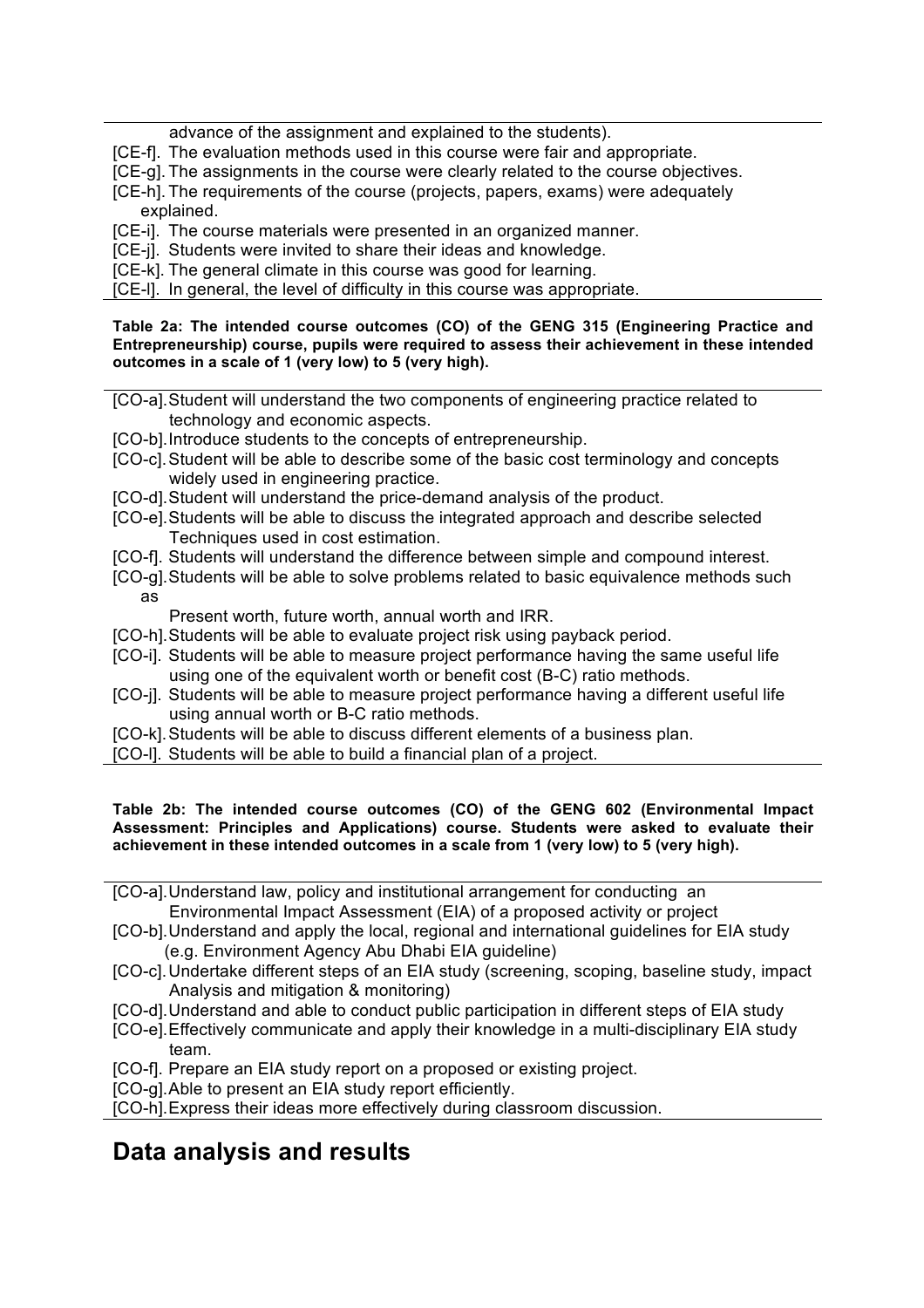advance of the assignment and explained to the students).

[CE-f]. The evaluation methods used in this course were fair and appropriate.
[CE-g]. The assignments in the course were clearly related to the course objectives.
[CE-h]. The requirements of the course (projects, papers, exams) were adequately explained.
[CE-i]. The course materials were presented in an organized manner.
[CE-j]. Students were invited to share their ideas and knowledge.
[CE-k]. The general climate in this course was good for learning.
[CE-l]. In general, the level of difficulty in this course was appropriate.

**Table 2a: The intended course outcomes (CO) of the GENG 315 (Engineering Practice and Entrepreneurship) course, pupils were required to assess their achievement in these intended outcomes in a scale of 1 (very low) to 5 (very high).**

[CO-a]. Student will understand the two components of engineering practice related to technology and economic aspects.
[CO-b]. Introduce students to the concepts of entrepreneurship.
[CO-c]. Student will be able to describe some of the basic cost terminology and concepts widely used in engineering practice.
[CO-d]. Student will understand the price-demand analysis of the product.
[CO-e]. Students will be able to discuss the integrated approach and describe selected Techniques used in cost estimation.
[CO-f]. Students will understand the difference between simple and compound interest.
[CO-g]. Students will be able to solve problems related to basic equivalence methods such as Present worth, future worth, annual worth and IRR.
[CO-h]. Students will be able to evaluate project risk using payback period.
[CO-i]. Students will be able to measure project performance having the same useful life using one of the equivalent worth or benefit cost (B-C) ratio methods.
[CO-j]. Students will be able to measure project performance having a different useful life using annual worth or B-C ratio methods.
[CO-k]. Students will be able to discuss different elements of a business plan.
[CO-l]. Students will be able to build a financial plan of a project.

**Table 2b: The intended course outcomes (CO) of the GENG 602 (Environmental Impact Assessment: Principles and Applications) course. Students were asked to evaluate their achievement in these intended outcomes in a scale from 1 (very low) to 5 (very high).**

[CO-a]. Understand law, policy and institutional arrangement for conducting an Environmental Impact Assessment (EIA) of a proposed activity or project
[CO-b]. Understand and apply the local, regional and international guidelines for EIA study (e.g. Environment Agency Abu Dhabi EIA guideline)
[CO-c]. Undertake different steps of an EIA study (screening, scoping, baseline study, impact Analysis and mitigation & monitoring)
[CO-d]. Understand and able to conduct public participation in different steps of EIA study
[CO-e]. Effectively communicate and apply their knowledge in a multi-disciplinary EIA study team.
[CO-f]. Prepare an EIA study report on a proposed or existing project.
[CO-g]. Able to present an EIA study report efficiently.
[CO-h]. Express their ideas more effectively during classroom discussion.

# Data analysis and results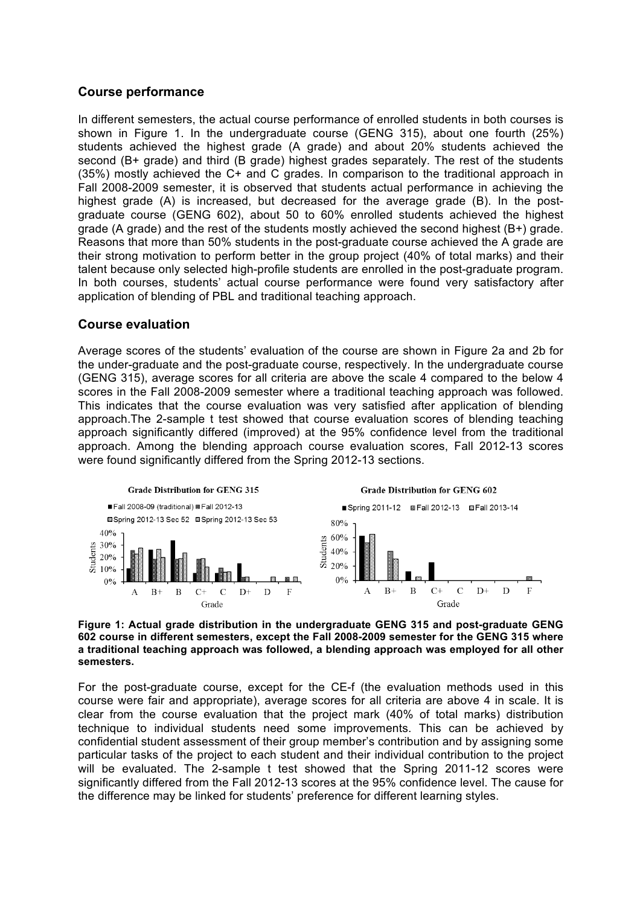## Course performance

In different semesters, the actual course performance of enrolled students in both courses is shown in Figure 1. In the undergraduate course (GENG 315), about one fourth (25%) students achieved the highest grade (A grade) and about 20% students achieved the second (B+ grade) and third (B grade) highest grades separately. The rest of the students (35%) mostly achieved the C+ and C grades. In comparison to the traditional approach in Fall 2008-2009 semester, it is observed that students actual performance in achieving the highest grade (A) is increased, but decreased for the average grade (B). In the post-graduate course (GENG 602), about 50 to 60% enrolled students achieved the highest grade (A grade) and the rest of the students mostly achieved the second highest (B+) grade. Reasons that more than 50% students in the post-graduate course achieved the A grade are their strong motivation to perform better in the group project (40% of total marks) and their talent because only selected high-profile students are enrolled in the post-graduate program. In both courses, students' actual course performance were found very satisfactory after application of blending of PBL and traditional teaching approach.

## Course evaluation

Average scores of the students' evaluation of the course are shown in Figure 2a and 2b for the under-graduate and the post-graduate course, respectively. In the undergraduate course (GENG 315), average scores for all criteria are above the scale 4 compared to the below 4 scores in the Fall 2008-2009 semester where a traditional teaching approach was followed. This indicates that the course evaluation was very satisfied after application of blending approach.The 2-sample t test showed that course evaluation scores of blending teaching approach significantly differed (improved) at the 95% confidence level from the traditional approach. Among the blending approach course evaluation scores, Fall 2012-13 scores were found significantly differed from the Spring 2012-13 sections.

**Figure 1: Actual grade distribution in the undergraduate GENG 315 and post-graduate GENG 602 course in different semesters, except the Fall 2008-2009 semester for the GENG 315 where a traditional teaching approach was followed, a blending approach was employed for all other semesters.**

For the post-graduate course, except for the CE-f (the evaluation methods used in this course were fair and appropriate), average scores for all criteria are above 4 in scale. It is clear from the course evaluation that the project mark (40% of total marks) distribution technique to individual students need some improvements. This can be achieved by confidential student assessment of their group member's contribution and by assigning some particular tasks of the project to each student and their individual contribution to the project will be evaluated. The 2-sample t test showed that the Spring 2011-12 scores were significantly differed from the Fall 2012-13 scores at the 95% confidence level. The cause for the difference may be linked for students' preference for different learning styles.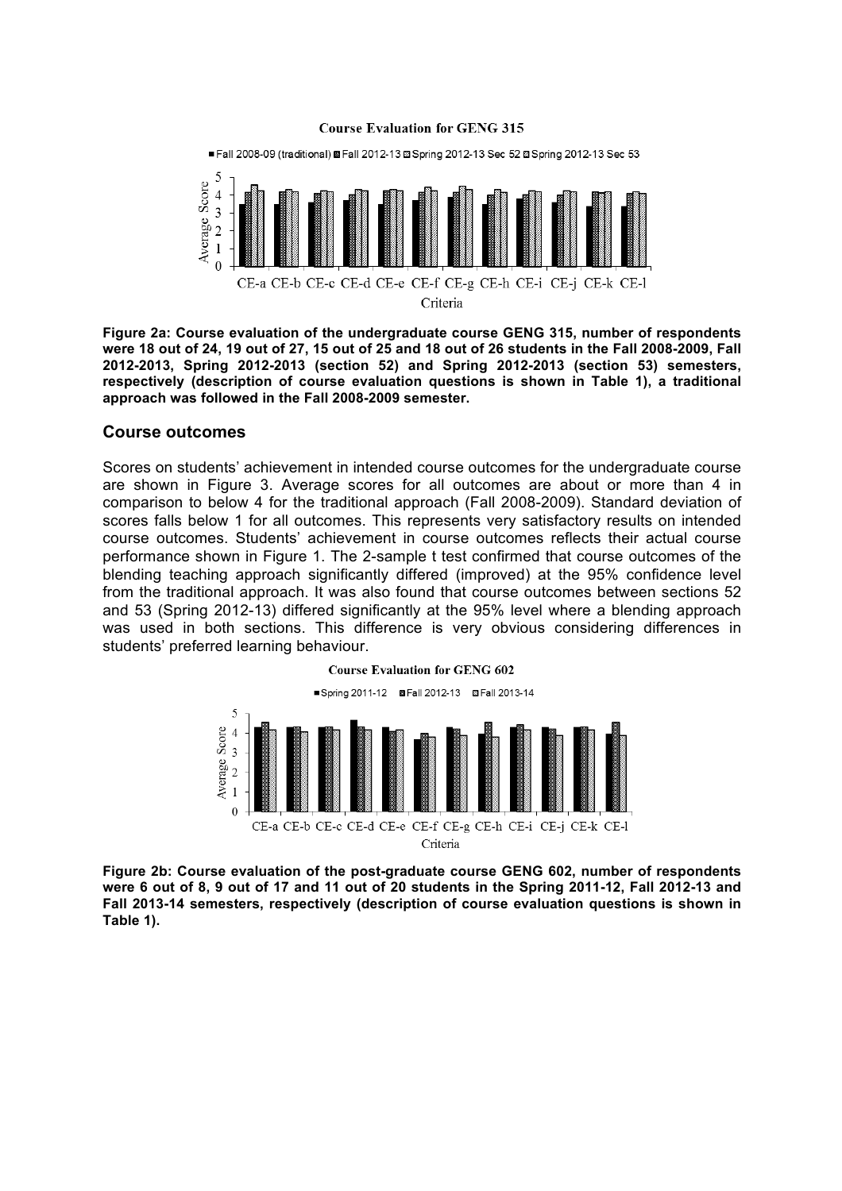**Figure 2a: Course evaluation of the undergraduate course GENG 315, number of respondents were 18 out of 24, 19 out of 27, 15 out of 25 and 18 out of 26 students in the Fall 2008-2009, Fall 2012-2013, Spring 2012-2013 (section 52) and Spring 2012-2013 (section 53) semesters, respectively (description of course evaluation questions is shown in Table 1), a traditional approach was followed in the Fall 2008-2009 semester.**

## Course outcomes

Scores on students' achievement in intended course outcomes for the undergraduate course are shown in Figure 3. Average scores for all outcomes are about or more than 4 in comparison to below 4 for the traditional approach (Fall 2008-2009). Standard deviation of scores falls below 1 for all outcomes. This represents very satisfactory results on intended course outcomes. Students' achievement in course outcomes reflects their actual course performance shown in Figure 1. The 2-sample t test confirmed that course outcomes of the blending teaching approach significantly differed (improved) at the 95% confidence level from the traditional approach. It was also found that course outcomes between sections 52 and 53 (Spring 2012-13) differed significantly at the 95% level where a blending approach was used in both sections. This difference is very obvious considering differences in students' preferred learning behaviour.

**Figure 2b: Course evaluation of the post-graduate course GENG 602, number of respondents were 6 out of 8, 9 out of 17 and 11 out of 20 students in the Spring 2011-12, Fall 2012-13 and Fall 2013-14 semesters, respectively (description of course evaluation questions is shown in Table 1).**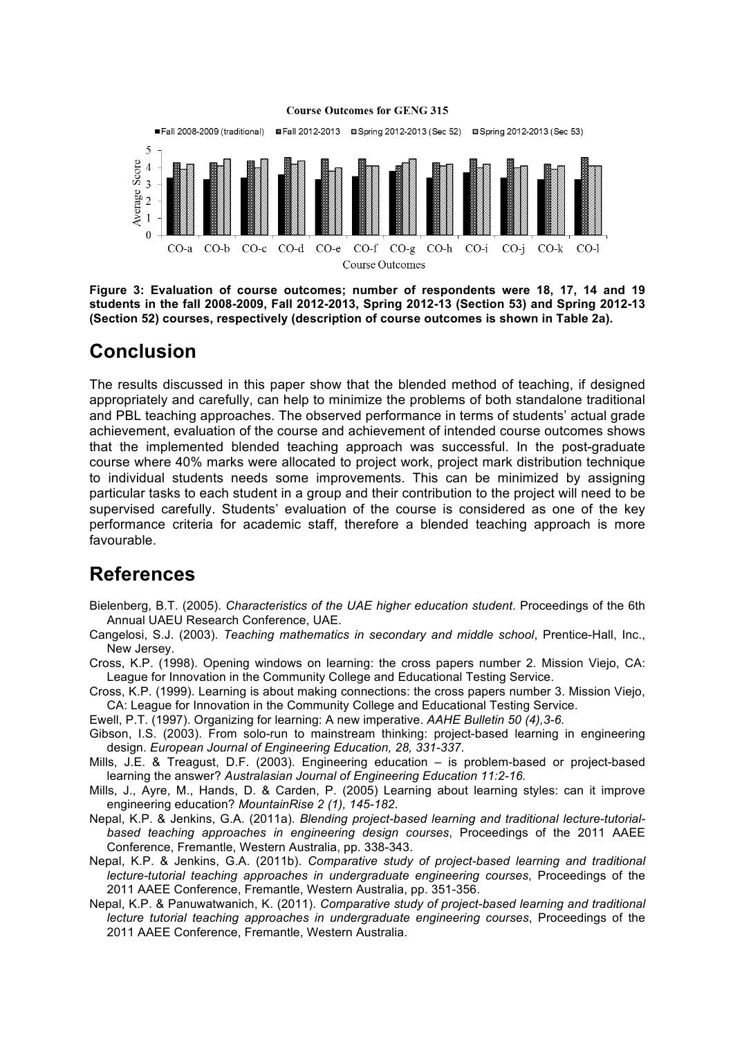Figure 3: Evaluation of course outcomes; number of respondents were 18, 17, 14 and 19 students in the fall 2008-2009, Fall 2012-2013, Spring 2012-13 (Section 53) and Spring 2012-13 (Section 52) courses, respectively (description of course outcomes is shown in Table 2a).

# Conclusion

The results discussed in this paper show that the blended method of teaching, if designed appropriately and carefully, can help to minimize the problems of both standalone traditional and PBL teaching approaches. The observed performance in terms of students' actual grade achievement, evaluation of the course and achievement of intended course outcomes shows that the implemented blended teaching approach was successful. In the post-graduate course where 40% marks were allocated to project work, project mark distribution technique to individual students needs some improvements. This can be minimized by assigning particular tasks to each student in a group and their contribution to the project will need to be supervised carefully. Students' evaluation of the course is considered as one of the key performance criteria for academic staff, therefore a blended teaching approach is more favourable.

# References

Bielenberg, B.T. (2005). *Characteristics of the UAE higher education student*. Proceedings of the 6th Annual UAEU Research Conference, UAE.

Cangelosi, S.J. (2003). *Teaching mathematics in secondary and middle school*, Prentice-Hall, Inc., New Jersey.

Cross, K.P. (1998). Opening windows on learning: the cross papers number 2. Mission Viejo, CA: League for Innovation in the Community College and Educational Testing Service.

Cross, K.P. (1999). Learning is about making connections: the cross papers number 3. Mission Viejo, CA: League for Innovation in the Community College and Educational Testing Service.

Ewell, P.T. (1997). Organizing for learning: A new imperative. *AAHE Bulletin 50 (4),3-6.*

Gibson, I.S. (2003). From solo-run to mainstream thinking: project-based learning in engineering design. *European Journal of Engineering Education, 28, 331-337*.

Mills, J.E. & Treagust, D.F. (2003). Engineering education – is problem-based or project-based learning the answer? *Australasian Journal of Engineering Education 11:2-16.*

Mills, J., Ayre, M., Hands, D. & Carden, P. (2005) Learning about learning styles: can it improve engineering education? *MountainRise 2 (1), 145-182*.

Nepal, K.P. & Jenkins, G.A. (2011a). *Blending project-based learning and traditional lecture-tutorial-based teaching approaches in engineering design courses*, Proceedings of the 2011 AAEE Conference, Fremantle, Western Australia, pp. 338-343.

Nepal, K.P. & Jenkins, G.A. (2011b). *Comparative study of project-based learning and traditional lecture-tutorial teaching approaches in undergraduate engineering courses*, Proceedings of the 2011 AAEE Conference, Fremantle, Western Australia, pp. 351-356.

Nepal, K.P. & Panuwatwanich, K. (2011). *Comparative study of project-based learning and traditional lecture tutorial teaching approaches in undergraduate engineering courses*, Proceedings of the 2011 AAEE Conference, Fremantle, Western Australia.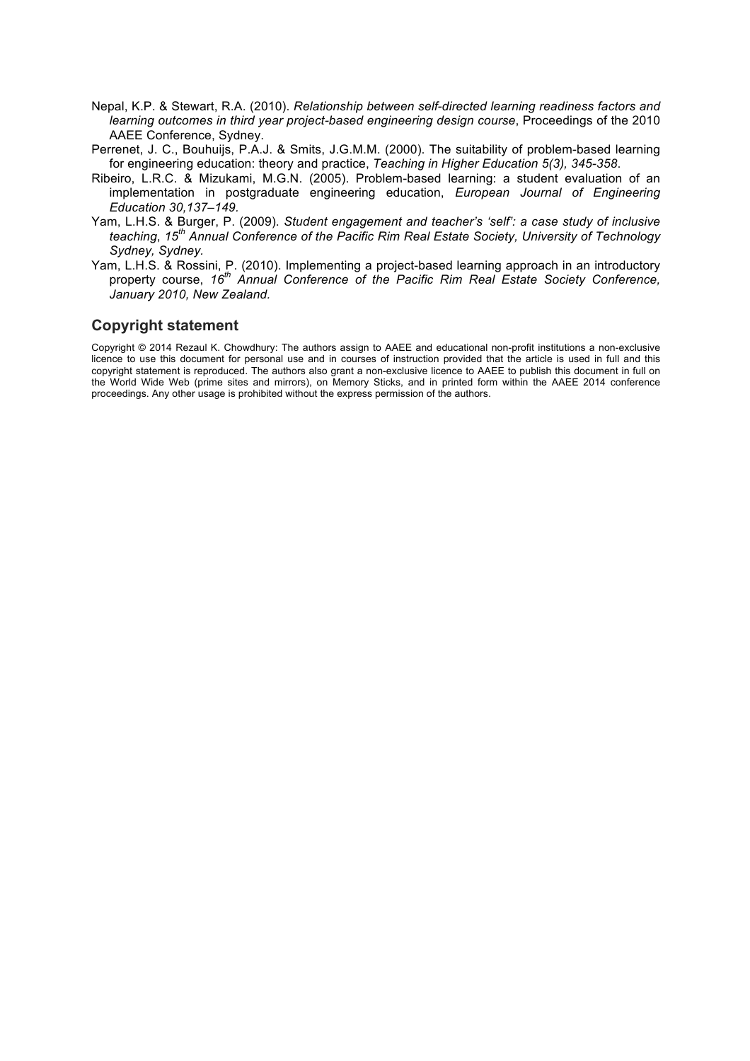Nepal, K.P. & Stewart, R.A. (2010). *Relationship between self-directed learning readiness factors and learning outcomes in third year project-based engineering design course*, Proceedings of the 2010 AAEE Conference, Sydney.

Perrenet, J. C., Bouhuijs, P.A.J. & Smits, J.G.M.M. (2000). The suitability of problem-based learning for engineering education: theory and practice, *Teaching in Higher Education 5(3), 345-358*.

Ribeiro, L.R.C. & Mizukami, M.G.N. (2005). Problem-based learning: a student evaluation of an implementation in postgraduate engineering education, *European Journal of Engineering Education 30,137–149.*

Yam, L.H.S. & Burger, P. (2009). *Student engagement and teacher's 'self': a case study of inclusive teaching*, *15th Annual Conference of the Pacific Rim Real Estate Society, University of Technology Sydney, Sydney.*

Yam, L.H.S. & Rossini, P. (2010). Implementing a project-based learning approach in an introductory property course, *16th Annual Conference of the Pacific Rim Real Estate Society Conference, January 2010, New Zealand.*

## Copyright statement

Copyright © 2014 Rezaul K. Chowdhury: The authors assign to AAEE and educational non-profit institutions a non-exclusive licence to use this document for personal use and in courses of instruction provided that the article is used in full and this copyright statement is reproduced. The authors also grant a non-exclusive licence to AAEE to publish this document in full on the World Wide Web (prime sites and mirrors), on Memory Sticks, and in printed form within the AAEE 2014 conference proceedings. Any other usage is prohibited without the express permission of the authors.